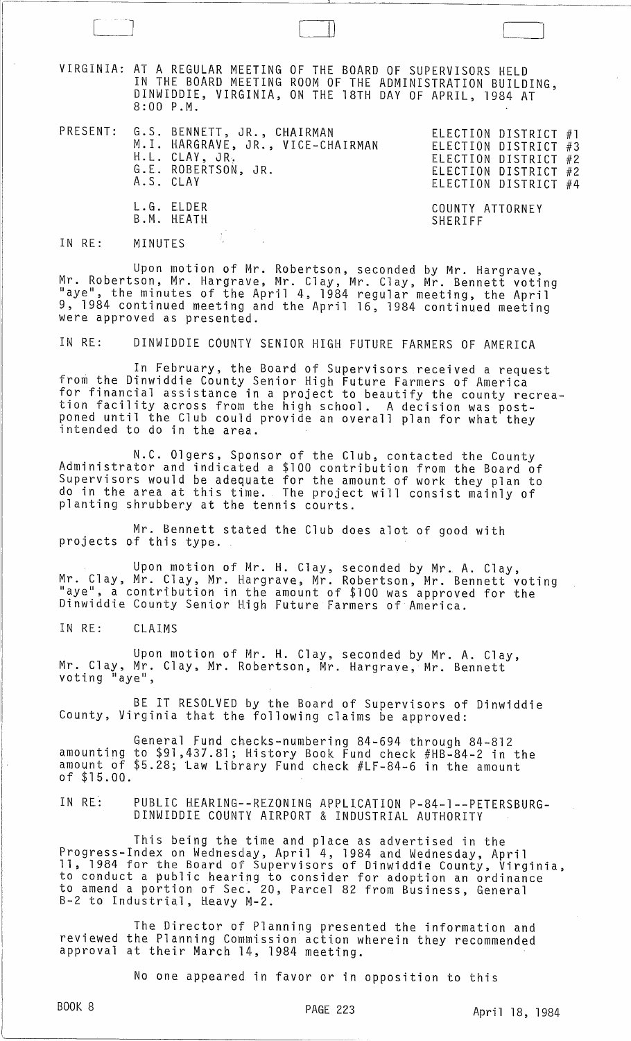VIRGINIA: AT A REGULAR MEETING OF THE BOARD OF SUPERVISORS HELD IN THE BOARD MEETING ROOM OF THE ADMINISTRATION BUILDING, DINWIDDIE, VIRGINIA, ON THE 18TH DAY OF APRIL, 1984 AT 8:00 P.M.

| PRESENT: | | |
|---|---|---|
| | G.S. BENNETT, JR., CHAIRMAN | ELECTION DISTRICT #1 |
| | M.I. HARGRAVE, JR., VICE-CHAIRMAN | ELECTION DISTRICT #3 |
| | H.L. CLAY, JR. | ELECTION DISTRICT #2 |
| | G.E. ROBERTSON, JR. | ELECTION DISTRICT #2 |
| | A.S. CLAY | ELECTION DISTRICT #4 |
| | L.G. ELDER | COUNTY ATTORNEY |
| | B.M. HEATH | SHERIFF |

IN RE: MINUTES

Upon motion of Mr. Robertson, seconded by Mr. Hargrave, Mr. Robertson, Mr. Hargrave, Mr. Clay, Mr. Clay, Mr. Bennett voting "aye", the minutes of the April 4, 1984 regular meeting, the April 9, 1984 continued meeting and the April 16, 1984 continued meeting were approved as presented.

IN RE: DINWIDDIE COUNTY SENIOR HIGH FUTURE FARMERS OF AMERICA

In February, the Board of Supervisors received a request from the Dinwiddie County Senior High Future Farmers of America for financial assistance in a project to beautify the county recreation facility across from the high school. A decision was postponed until the Club could provide an overall plan for what they intended to do in the area.

N.C. Olgers, Sponsor of the Club, contacted the County Administrator and indicated a $100 contribution from the Board of Supervisors would be adequate for the amount of work they plan to do in the area at this time. The project will consist mainly of planting shrubbery at the tennis courts.

Mr. Bennett stated the Club does alot of good with projects of this type.

Upon motion of Mr. H. Clay, seconded by Mr. A. Clay, Mr. Clay, Mr. Clay, Mr. Hargrave, Mr. Robertson, Mr. Bennett voting "aye", a contribution in the amount of $100 was approved for the Dinwiddie County Senior High Future Farmers of America.

IN RE: CLAIMS

Upon motion of Mr. H. Clay, seconded by Mr. A. Clay, Mr. Clay, Mr. Clay, Mr. Robertson, Mr. Hargrave, Mr. Bennett voting "aye",

BE IT RESOLVED by the Board of Supervisors of Dinwiddie County, Virginia that the following claims be approved:

General Fund checks-numbering 84-694 through 84-812 amounting to $91,437.81; History Book Fund check #HB-84-2 in the amount of $5.28; Law Library Fund check #LF-84-6 in the amount of $15.00.

IN RE: PUBLIC HEARING--REZONING APPLICATION P-84-1--PETERSBURG-DINWIDDIE COUNTY AIRPORT & INDUSTRIAL AUTHORITY

This being the time and place as advertised in the Progress-Index on Wednesday, April 4, 1984 and Wednesday, April 11, 1984 for the Board of Supervisors of Dinwiddie County, Virginia, to conduct a public hearing to consider for adoption an ordinance to amend a portion of Sec. 20, Parcel 82 from Business, General B-2 to Industrial, Heavy M-2.

The Director of Planning presented the information and reviewed the Planning Commission action wherein they recommended approval at their March 14, 1984 meeting.

No one appeared in favor or in opposition to this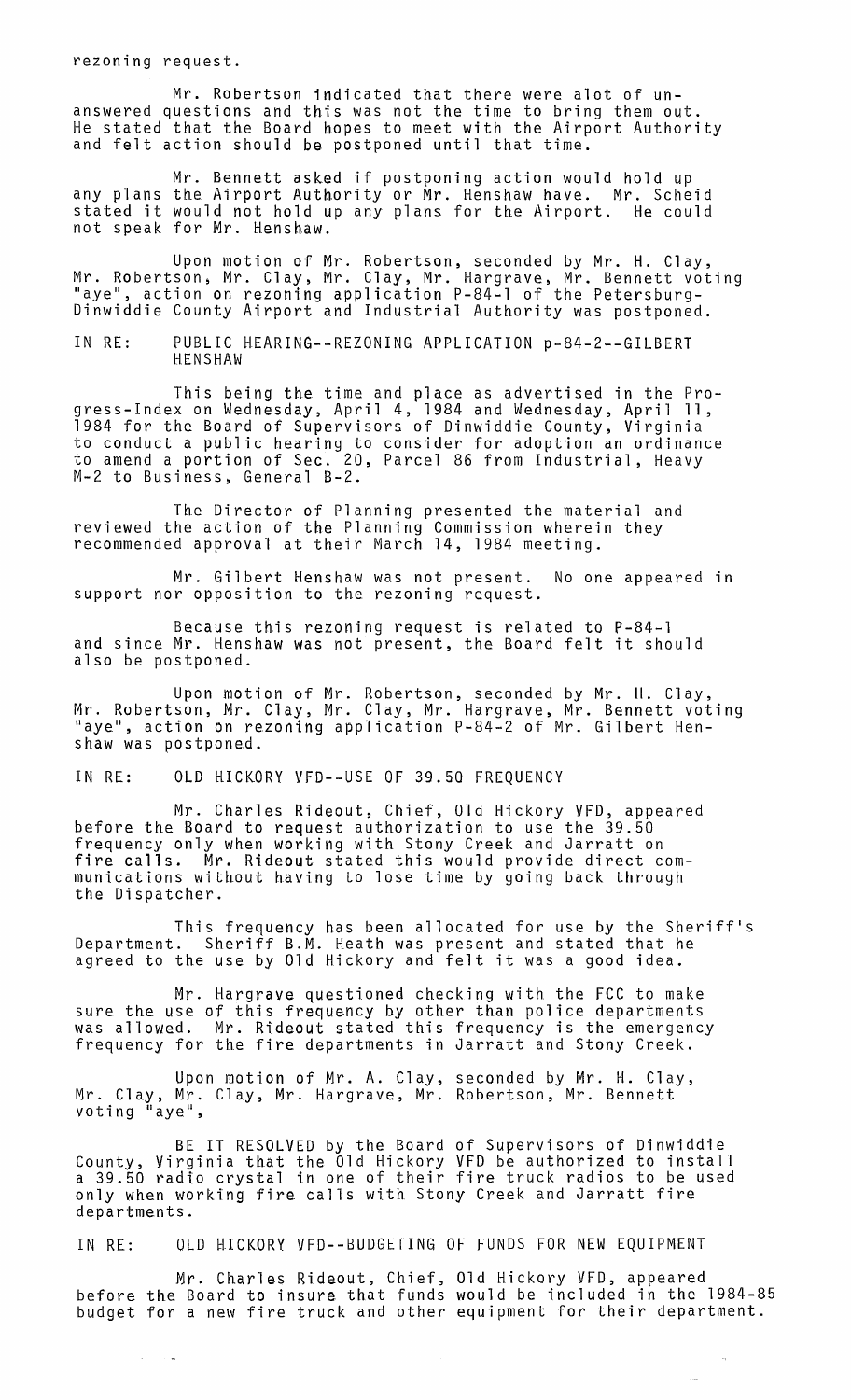rezoning request.

Mr. Robertson indicated that there were alot of unanswered questions and this was not the time to bring them out. He stated that the Board hopes to meet with the Airport Authority and felt action should be postponed until that time.

Mr. Bennett asked if postponing action would hold up any plans the Airport Authority or Mr. Henshaw have. Mr. Scheid stated it would not hold up any plans for the Airport. He could not speak for Mr. Henshaw.

Upon motion of Mr. Robertson, seconded by Mr. H. Clay, Mr. Robertson, Mr. Clay, Mr. Clay, Mr. Hargrave, Mr. Bennett voting "aye", action on rezoning application P-84-1 of the Petersburg-Dinwiddie County Airport and Industrial Authority was postponed.

IN RE: PUBLIC HEARING--REZONING APPLICATION p-84-2--GILBERT HENSHAW

This being the time and place as advertised in the Progress-Index on Wednesday, April 4, 1984 and Wednesday, April 11, 1984 for the Board of Supervisors of Dinwiddie County, Virginia to conduct a public hearing to consider for adoption an ordinance to amend a portion of Sec. 20, Parcel 86 from Industrial, Heavy M-2 to Business, General B-2.

The Director of Planning presented the material and reviewed the action of the Planning Commission wherein they recommended approval at their March 14, 1984 meeting.

Mr. Gilbert Henshaw was not present. No one appeared in support nor opposition to the rezoning request.

Because this rezoning request is related to P-84-1 and since Mr. Henshaw was not present, the Board felt it should also be postponed.

Upon motion of Mr. Robertson, seconded by Mr. H. Clay, Mr. Robertson, Mr. Clay, Mr. Clay, Mr. Hargrave, Mr. Bennett voting "aye", action on rezoning application P-84-2 of Mr. Gilbert Henshaw was postponed.

IN RE: OLD HICKORY VFD--USE OF 39.50 FREQUENCY

Mr. Charles Rideout, Chief, Old Hickory VFD, appeared before the Board to request authorization to use the 39.50 frequency only when working with Stony Creek and Jarratt on fire calls. Mr. Rideout stated this would provide direct communications without having to lose time by going back through the Dispatcher.

This frequency has been allocated for use by the Sheriff's Department. Sheriff B.M. Heath was present and stated that he agreed to the use by Old Hickory and felt it was a good idea.

Mr. Hargrave questioned checking with the FCC to make sure the use of this frequency by other than police departments was allowed. Mr. Rideout stated this frequency is the emergency frequency for the fire departments in Jarratt and Stony Creek.

Upon motion of Mr. A. Clay, seconded by Mr. H. Clay, Mr. Clay, Mr. Clay, Mr. Hargrave, Mr. Robertson, Mr. Bennett voting "aye",

BE IT RESOLVED by the Board of Supervisors of Dinwiddie County, Virginia that the Old Hickory VFD be authorized to install a 39.50 radio crystal in one of their fire truck radios to be used only when working fire calls with Stony Creek and Jarratt fire departments.

IN RE: OLD HICKORY VFD--BUDGETING OF FUNDS FOR NEW EQUIPMENT

Mr. Charles Rideout, Chief, Old Hickory VFD, appeared before the Board to insure that funds would be included in the 1984-85 budget for a new fire truck and other equipment for their department.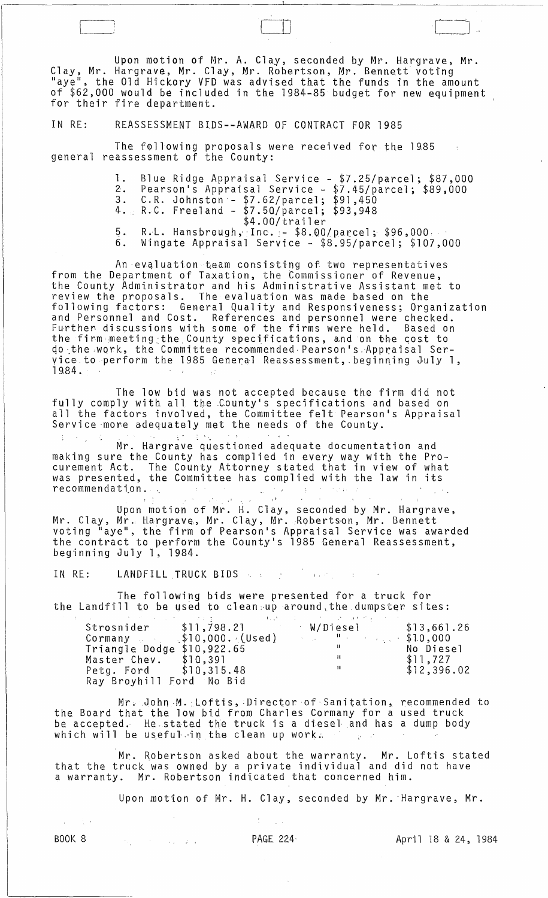Upon motion of Mr. A. Clay, seconded by Mr. Hargrave, Mr. Clay, Mr. Hargrave, Mr. Clay, Mr. Robertson, Mr. Bennett voting "aye", the Old Hickory VFD was advised that the funds in the amount of $62,000 would be included in the 1984-85 budget for new equipment for their fire department.

IN RE: REASSESSMENT BIDS--AWARD OF CONTRACT FOR 1985

The following proposals were received for the 1985 general reassessment of the County:

1. Blue Ridge Appraisal Service - $7.25/parcel; $87,000
2. Pearson's Appraisal Service - $7.45/parcel; $89,000
3. C.R. Johnston - $7.62/parcel; $91,450
4. R.C. Freeland - $7.50/parcel; $93,948
   $4.00/trailer
5. R.L. Hansbrough, Inc. - $8.00/parcel; $96,000
6. Wingate Appraisal Service - $8.95/parcel; $107,000

An evaluation team consisting of two representatives from the Department of Taxation, the Commissioner of Revenue, the County Administrator and his Administrative Assistant met to review the proposals. The evaluation was made based on the following factors: General Quality and Responsiveness; Organization and Personnel and Cost. References and personnel were checked. Further discussions with some of the firms were held. Based on the firm meeting the County specifications, and on the cost to do the work, the Committee recommended Pearson's Appraisal Service to perform the 1985 General Reassessment, beginning July 1, 1984.

The low bid was not accepted because the firm did not fully comply with all the County's specifications and based on all the factors involved, the Committee felt Pearson's Appraisal Service more adequately met the needs of the County.

Mr. Hargrave questioned adequate documentation and making sure the County has complied in every way with the Procurement Act. The County Attorney stated that in view of what was presented, the Committee has complied with the law in its recommendation.

Upon motion of Mr. H. Clay, seconded by Mr. Hargrave, Mr. Clay, Mr. Hargrave, Mr. Clay, Mr. Robertson, Mr. Bennett voting "aye", the firm of Pearson's Appraisal Service was awarded the contract to perform the County's 1985 General Reassessment, beginning July 1, 1984.

IN RE: LANDFILL TRUCK BIDS

The following bids were presented for a truck for the Landfill to be used to clean up around the dumpster sites:

| | | | |
|---|---|---|---|
| Strosnider | $11,798.21 | W/Diesel | $13,661.26 |
| Cormany | $10,000. (Used) | " | $10,000 |
| Triangle Dodge | $10,922.65 | " | No Diesel |
| Master Chev. | $10,391 | " | $11,727 |
| Petg. Ford | $10,315.48 | " | $12,396.02 |
| Ray Broyhill Ford | No Bid | | |

Mr. John M. Loftis, Director of Sanitation, recommended to the Board that the low bid from Charles Cormany for a used truck be accepted. He stated the truck is a diesel and has a dump body which will be useful in the clean up work.

Mr. Robertson asked about the warranty. Mr. Loftis stated that the truck was owned by a private individual and did not have a warranty. Mr. Robertson indicated that concerned him.

Upon motion of Mr. H. Clay, seconded by Mr. Hargrave, Mr.

BOOK 8 PAGE 224 April 18 & 24, 1984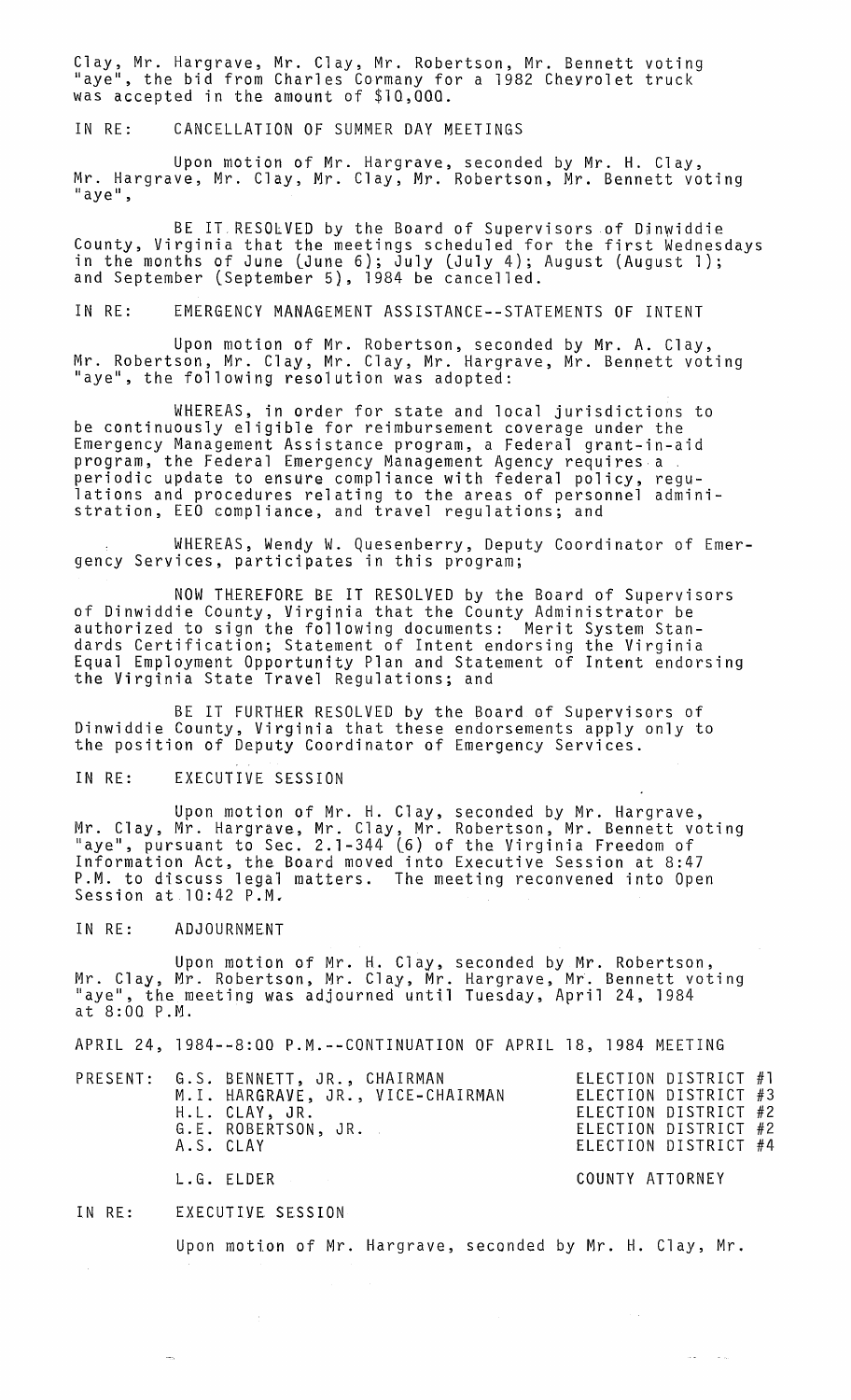Clay, Mr. Hargrave, Mr. Clay, Mr. Robertson, Mr. Bennett voting "aye", the bid from Charles Cormany for a 1982 Chevrolet truck was accepted in the amount of $10,000.

IN RE: CANCELLATION OF SUMMER DAY MEETINGS

Upon motion of Mr. Hargrave, seconded by Mr. H. Clay, Mr. Hargrave, Mr. Clay, Mr. Clay, Mr. Robertson, Mr. Bennett voting "aye",

BE IT RESOLVED by the Board of Supervisors of Dinwiddie County, Virginia that the meetings scheduled for the first Wednesdays in the months of June (June 6); July (July 4); August (August 1); and September (September 5), 1984 be cancelled.

IN RE: EMERGENCY MANAGEMENT ASSISTANCE--STATEMENTS OF INTENT

Upon motion of Mr. Robertson, seconded by Mr. A. Clay, Mr. Robertson, Mr. Clay, Mr. Clay, Mr. Hargrave, Mr. Bennett voting "aye", the following resolution was adopted:

WHEREAS, in order for state and local jurisdictions to be continuously eligible for reimbursement coverage under the Emergency Management Assistance program, a Federal grant-in-aid program, the Federal Emergency Management Agency requires a periodic update to ensure compliance with federal policy, regulations and procedures relating to the areas of personnel administration, EEO compliance, and travel regulations; and

WHEREAS, Wendy W. Quesenberry, Deputy Coordinator of Emergency Services, participates in this program;

NOW THEREFORE BE IT RESOLVED by the Board of Supervisors of Dinwiddie County, Virginia that the County Administrator be authorized to sign the following documents: Merit System Standards Certification; Statement of Intent endorsing the Virginia Equal Employment Opportunity Plan and Statement of Intent endorsing the Virginia State Travel Regulations; and

BE IT FURTHER RESOLVED by the Board of Supervisors of Dinwiddie County, Virginia that these endorsements apply only to the position of Deputy Coordinator of Emergency Services.

IN RE: EXECUTIVE SESSION

Upon motion of Mr. H. Clay, seconded by Mr. Hargrave, Mr. Clay, Mr. Hargrave, Mr. Clay, Mr. Robertson, Mr. Bennett voting "aye", pursuant to Sec. 2.1-344 (6) of the Virginia Freedom of Information Act, the Board moved into Executive Session at 8:47 P.M. to discuss legal matters. The meeting reconvened into Open Session at 10:42 P.M.

IN RE: ADJOURNMENT

Upon motion of Mr. H. Clay, seconded by Mr. Robertson, Mr. Clay, Mr. Robertson, Mr. Clay, Mr. Hargrave, Mr. Bennett voting "aye", the meeting was adjourned until Tuesday, April 24, 1984 at 8:00 P.M.

APRIL 24, 1984--8:00 P.M.--CONTINUATION OF APRIL 18, 1984 MEETING

| PRESENT: | G.S. BENNETT, JR., CHAIRMAN | ELECTION DISTRICT #1 |
|---|---|---|
| | M.I. HARGRAVE, JR., VICE-CHAIRMAN | ELECTION DISTRICT #3 |
| | H.L. CLAY, JR. | ELECTION DISTRICT #2 |
| | G.E. ROBERTSON, JR. | ELECTION DISTRICT #2 |
| | A.S. CLAY | ELECTION DISTRICT #4 |
| | L.G. ELDER | COUNTY ATTORNEY |

IN RE: EXECUTIVE SESSION

Upon motion of Mr. Hargrave, seconded by Mr. H. Clay, Mr.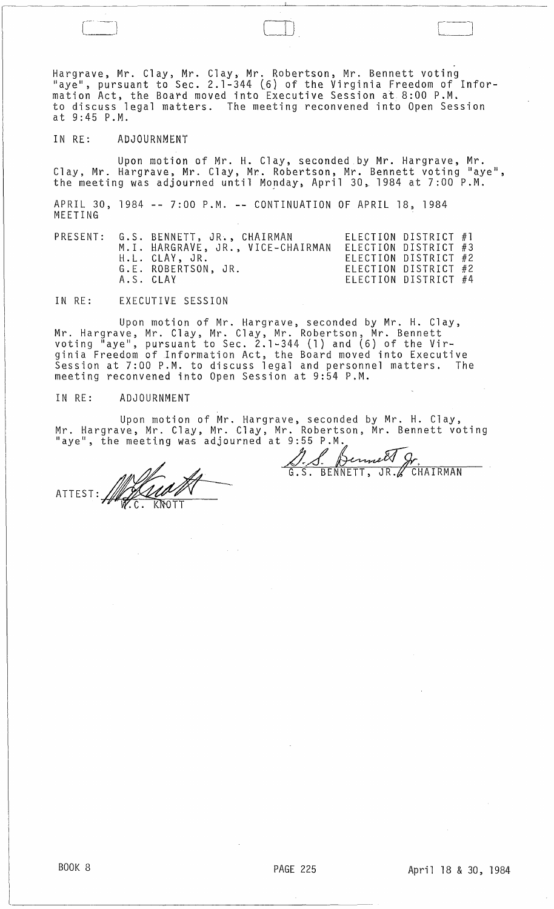Hargrave, Mr. Clay, Mr. Clay, Mr. Robertson, Mr. Bennett voting "aye", pursuant to Sec. 2.1-344 (6) of the Virginia Freedom of Information Act, the Board moved into Executive Session at 8:00 P.M. to discuss legal matters. The meeting reconvened into Open Session at 9:45 P.M.

IN RE: ADJOURNMENT

Upon motion of Mr. H. Clay, seconded by Mr. Hargrave, Mr. Clay, Mr. Hargrave, Mr. Clay, Mr. Robertson, Mr. Bennett voting "aye", the meeting was adjourned until Monday, April 30, 1984 at 7:00 P.M.

APRIL 30, 1984 -- 7:00 P.M. -- CONTINUATION OF APRIL 18, 1984 MEETING

| PRESENT: | G.S. BENNETT, JR., CHAIRMAN | ELECTION DISTRICT #1 |
|---|---|---|
| | M.I. HARGRAVE, JR., VICE-CHAIRMAN | ELECTION DISTRICT #3 |
| | H.L. CLAY, JR. | ELECTION DISTRICT #2 |
| | G.E. ROBERTSON, JR. | ELECTION DISTRICT #2 |
| | A.S. CLAY | ELECTION DISTRICT #4 |

IN RE: EXECUTIVE SESSION

Upon motion of Mr. Hargrave, seconded by Mr. H. Clay, Mr. Hargrave, Mr. Clay, Mr. Clay, Mr. Robertson, Mr. Bennett voting "aye", pursuant to Sec. 2.1-344 (1) and (6) of the Virginia Freedom of Information Act, the Board moved into Executive Session at 7:00 P.M. to discuss legal and personnel matters. The meeting reconvened into Open Session at 9:54 P.M.

IN RE: ADJOURNMENT

Upon motion of Mr. Hargrave, seconded by Mr. H. Clay, Mr. Hargrave, Mr. Clay, Mr. Clay, Mr. Robertson, Mr. Bennett voting "aye", the meeting was adjourned at 9:55 P.M.

G.S. BENNETT, JR., CHAIRMAN

ATTEST: W.C. KNOTT

BOOK 8 PAGE 225 April 18 & 30, 1984